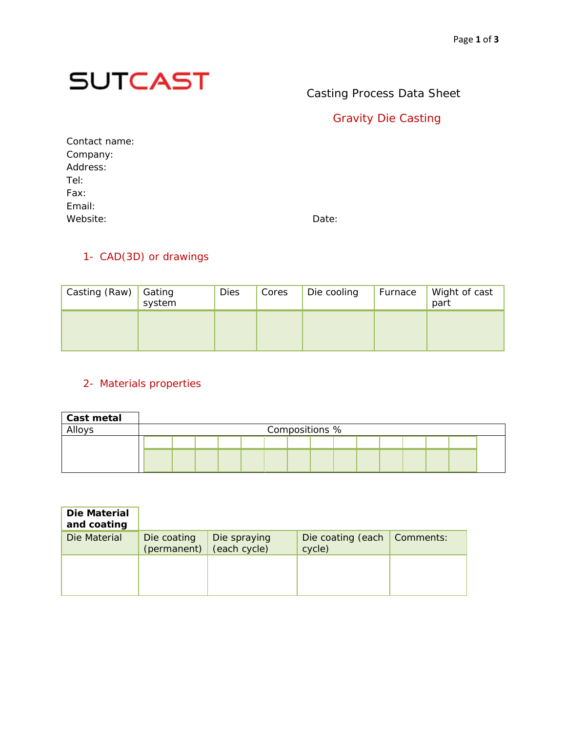SUTCAST

Casting Process Data Sheet

## Gravity Die Casting

Contact name:
Company:
Address:
Tel:
Fax:
Email:
Website: Date:

## 1- CAD(3D) or drawings

| Casting (Raw) | Gating system | Dies | Cores | Die cooling | Furnace | Wight of cast part |
|---|---|---|---|---|---|---|
| | | | | | | |

## 2- Materials properties

| **Cast metal** | | | | | | | | | | | | | | |
|---|---|---|---|---|---|---|---|---|---|---|---|---|---|---|
| Alloys | Compositions % | | | | | | | | | | | | | |
| | | | | | | | | | | | | | | |
| | | | | | | | | | | | | | | |

| **Die Material and coating** | | | | |
|---|---|---|---|---|
| Die Material | Die coating (permanent) | Die spraying (each cycle) | Die coating (each cycle) | Comments: |
| | | | | |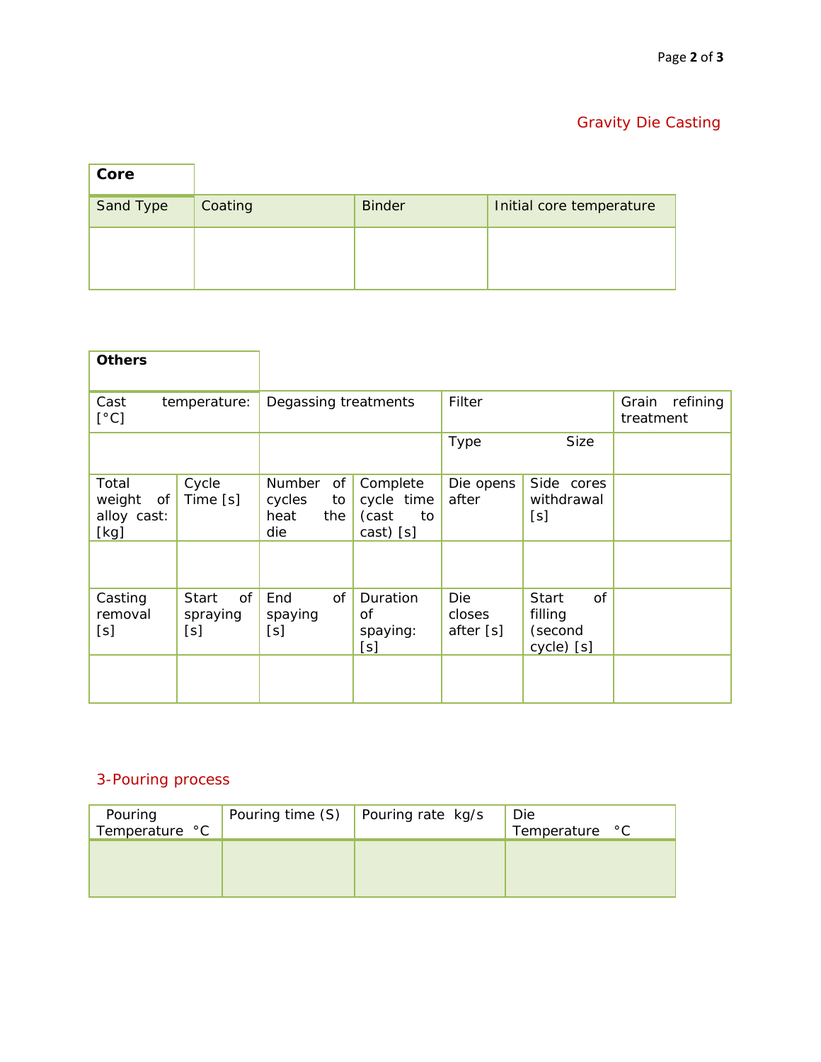## Gravity Die Casting

| **Core** | | | |
|---|---|---|---|
| Sand Type | Coating | Binder | Initial core temperature |
| | | | |

| **Others** | | | | | | |
|---|---|---|---|---|---|---|
| Cast temperature: [°C] | | Degassing treatments | | Filter | | Grain refining treatment |
| | | | | Type | Size | |
| Total weight of alloy cast: [kg] | Cycle Time [s] | Number of cycles to heat the die | Complete cycle time (cast to cast) [s] | Die opens after | Side cores withdrawal [s] | |
| | | | | | | |
| Casting removal [s] | Start of spraying [s] | End of spaying [s] | Duration of spaying: [s] | Die closes after [s] | Start of filling (second cycle) [s] | |
| | | | | | | |

## 3-Pouring process

| Pouring Temperature °C | Pouring time (S) | Pouring rate kg/s | Die Temperature °C |
|---|---|---|---|
| | | | |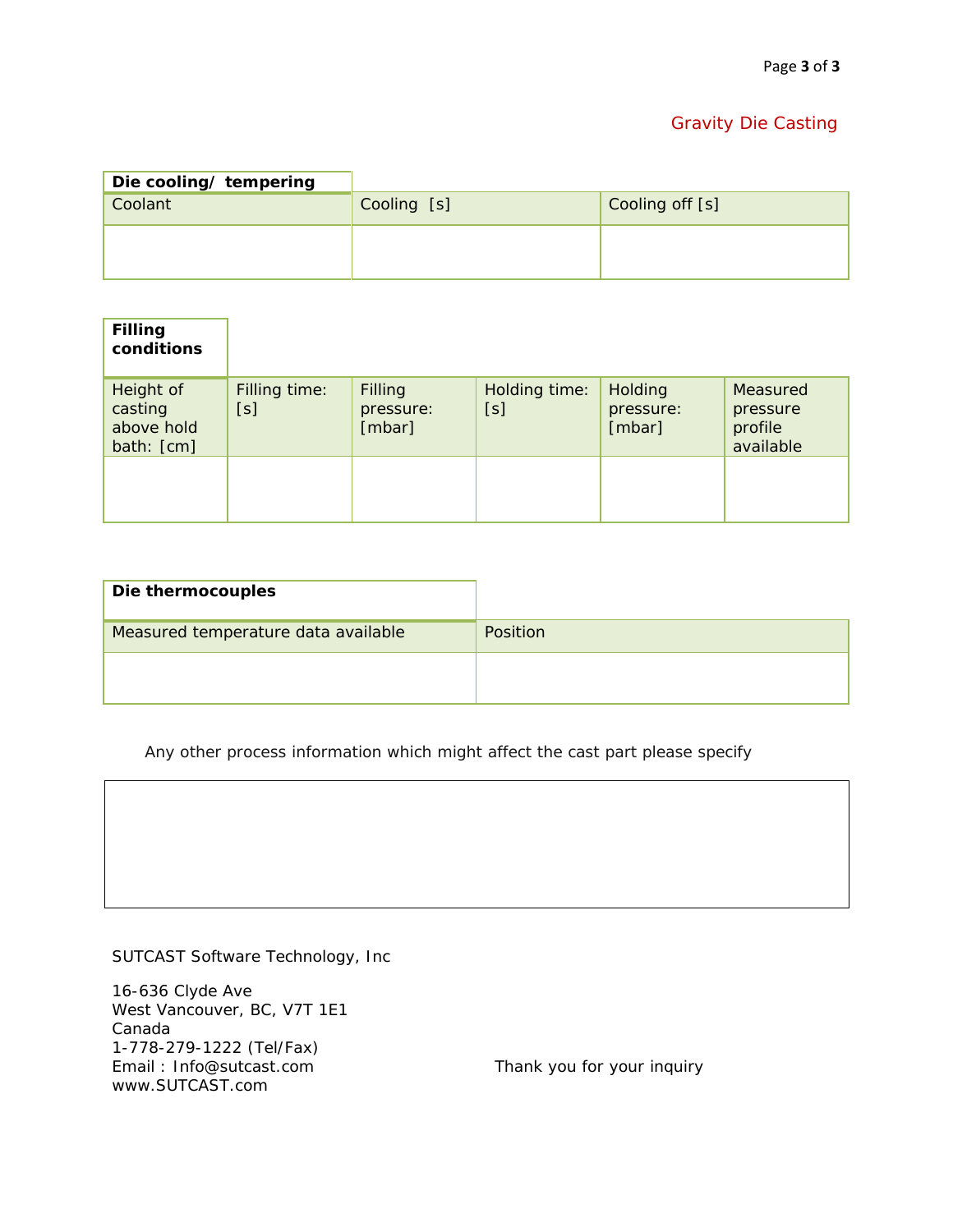### Gravity Die Casting

**Die cooling/ tempering**

| Coolant | Cooling [s] | Cooling off [s] |
|---|---|---|
| | | |

**Filling conditions**

| Height of casting above hold bath: [cm] | Filling time: [s] | Filling pressure: [mbar] | Holding time: [s] | Holding pressure: [mbar] | Measured pressure profile available |
|---|---|---|---|---|---|
| | | | | | |

**Die thermocouples**

| Measured temperature data available | Position |
|---|---|
| | |

Any other process information which might affect the cast part please specify

| |
|---|
| |

SUTCAST Software Technology, Inc

16-636 Clyde Ave
West Vancouver, BC, V7T 1E1
Canada
1-778-279-1222 (Tel/Fax)
Email : Info@sutcast.com
www.SUTCAST.com

Thank you for your inquiry